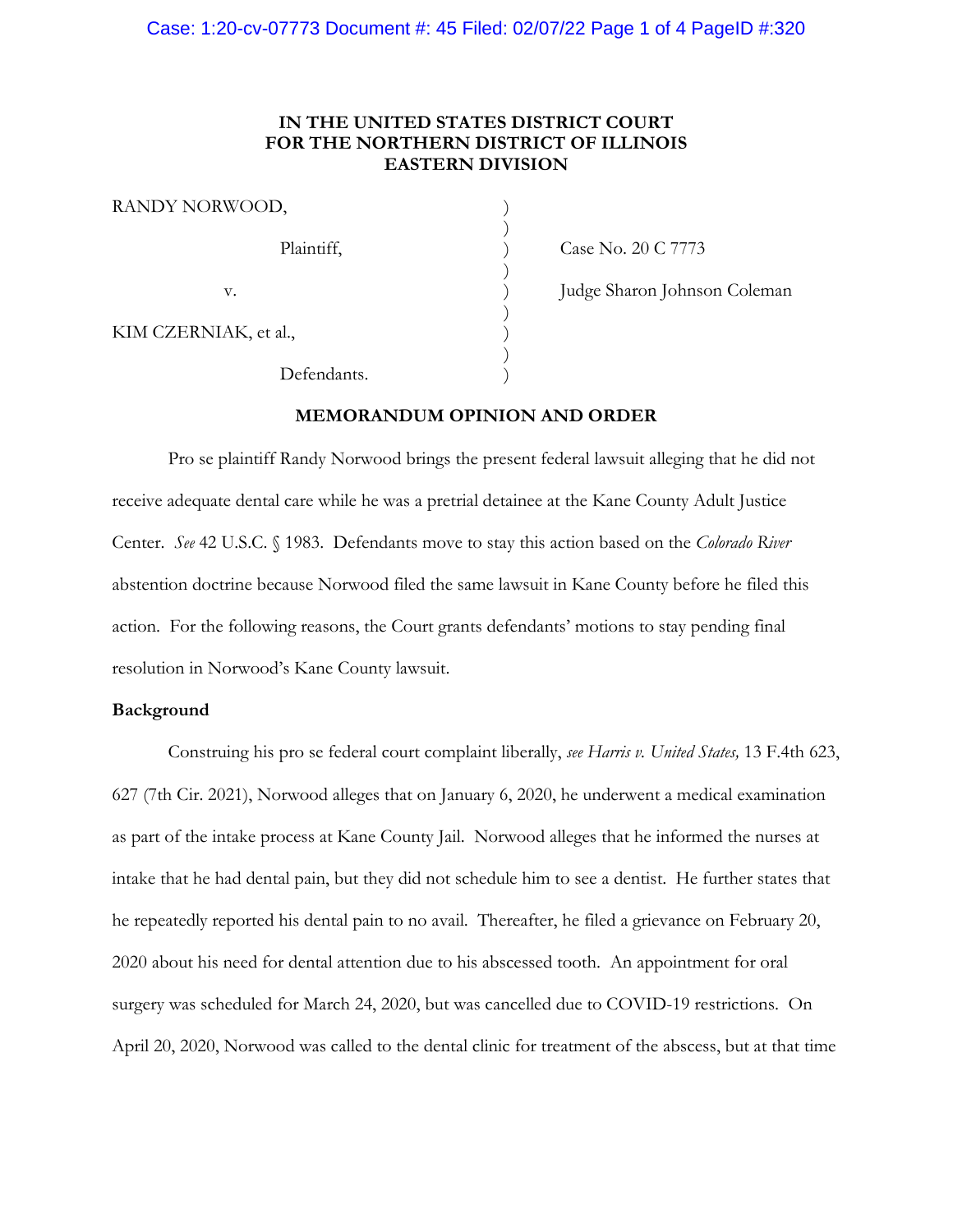**IN THE UNITED STATES DISTRICT COURT**
**FOR THE NORTHERN DISTRICT OF ILLINOIS**
**EASTERN DIVISION**

| | | |
|---|---|---|
| RANDY NORWOOD, | ) | |
| | ) | |
| Plaintiff, | ) | Case No. 20 C 7773 |
| | ) | |
| v. | ) | Judge Sharon Johnson Coleman |
| | ) | |
| KIM CZERNIAK, et al., | ) | |
| | ) | |
| Defendants. | ) | |

**MEMORANDUM OPINION AND ORDER**

Pro se plaintiff Randy Norwood brings the present federal lawsuit alleging that he did not receive adequate dental care while he was a pretrial detainee at the Kane County Adult Justice Center. *See* 42 U.S.C. § 1983. Defendants move to stay this action based on the *Colorado River* abstention doctrine because Norwood filed the same lawsuit in Kane County before he filed this action. For the following reasons, the Court grants defendants' motions to stay pending final resolution in Norwood's Kane County lawsuit.

**Background**

Construing his pro se federal court complaint liberally, *see Harris v. United States,* 13 F.4th 623, 627 (7th Cir. 2021), Norwood alleges that on January 6, 2020, he underwent a medical examination as part of the intake process at Kane County Jail. Norwood alleges that he informed the nurses at intake that he had dental pain, but they did not schedule him to see a dentist. He further states that he repeatedly reported his dental pain to no avail. Thereafter, he filed a grievance on February 20, 2020 about his need for dental attention due to his abscessed tooth. An appointment for oral surgery was scheduled for March 24, 2020, but was cancelled due to COVID-19 restrictions. On April 20, 2020, Norwood was called to the dental clinic for treatment of the abscess, but at that time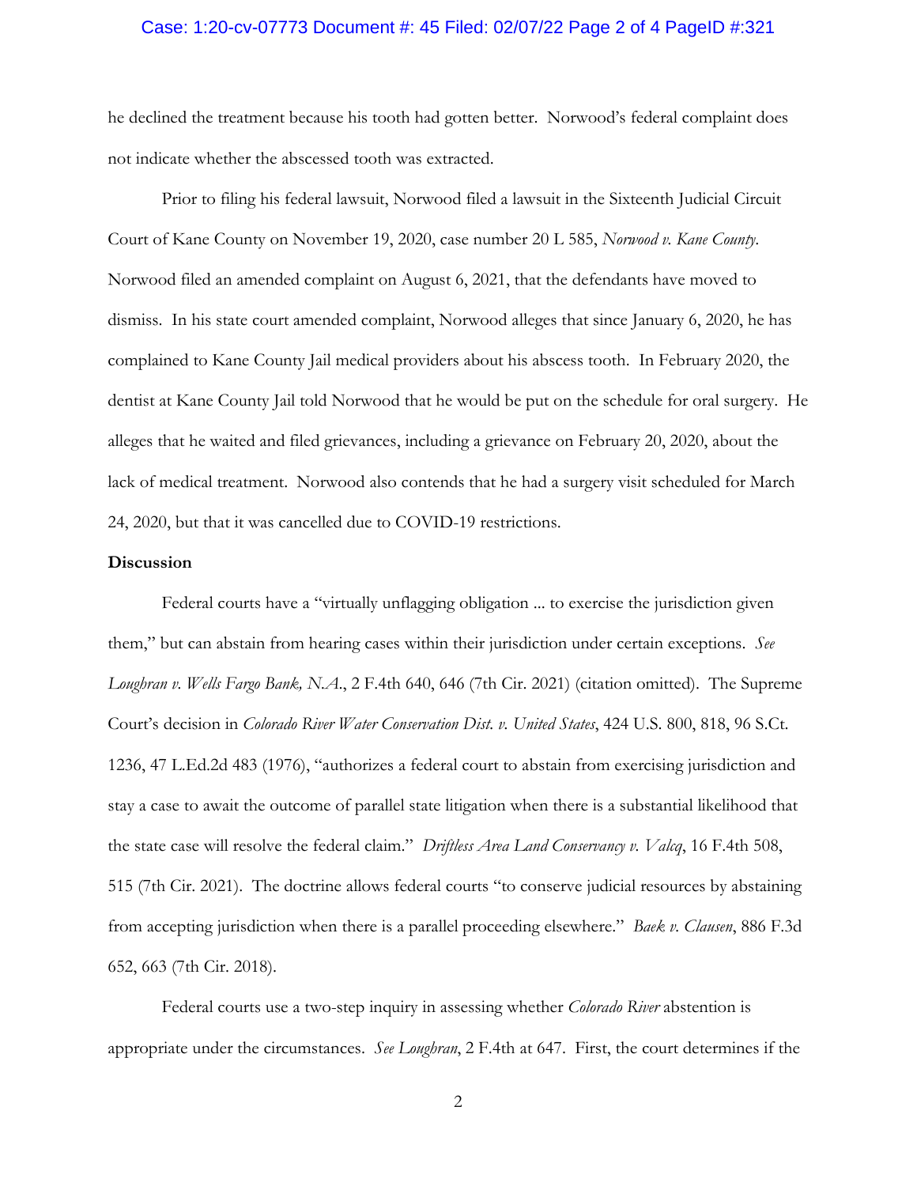he declined the treatment because his tooth had gotten better. Norwood's federal complaint does not indicate whether the abscessed tooth was extracted.

Prior to filing his federal lawsuit, Norwood filed a lawsuit in the Sixteenth Judicial Circuit Court of Kane County on November 19, 2020, case number 20 L 585, *Norwood v. Kane County*. Norwood filed an amended complaint on August 6, 2021, that the defendants have moved to dismiss. In his state court amended complaint, Norwood alleges that since January 6, 2020, he has complained to Kane County Jail medical providers about his abscess tooth. In February 2020, the dentist at Kane County Jail told Norwood that he would be put on the schedule for oral surgery. He alleges that he waited and filed grievances, including a grievance on February 20, 2020, about the lack of medical treatment. Norwood also contends that he had a surgery visit scheduled for March 24, 2020, but that it was cancelled due to COVID-19 restrictions.

**Discussion**

Federal courts have a "virtually unflagging obligation ... to exercise the jurisdiction given them," but can abstain from hearing cases within their jurisdiction under certain exceptions. *See Loughran v. Wells Fargo Bank, N.A.*, 2 F.4th 640, 646 (7th Cir. 2021) (citation omitted). The Supreme Court's decision in *Colorado River Water Conservation Dist. v. United States*, 424 U.S. 800, 818, 96 S.Ct. 1236, 47 L.Ed.2d 483 (1976), "authorizes a federal court to abstain from exercising jurisdiction and stay a case to await the outcome of parallel state litigation when there is a substantial likelihood that the state case will resolve the federal claim." *Driftless Area Land Conservancy v. Valcq*, 16 F.4th 508, 515 (7th Cir. 2021). The doctrine allows federal courts "to conserve judicial resources by abstaining from accepting jurisdiction when there is a parallel proceeding elsewhere." *Baek v. Clausen*, 886 F.3d 652, 663 (7th Cir. 2018).

Federal courts use a two-step inquiry in assessing whether *Colorado River* abstention is appropriate under the circumstances. *See Loughran*, 2 F.4th at 647. First, the court determines if the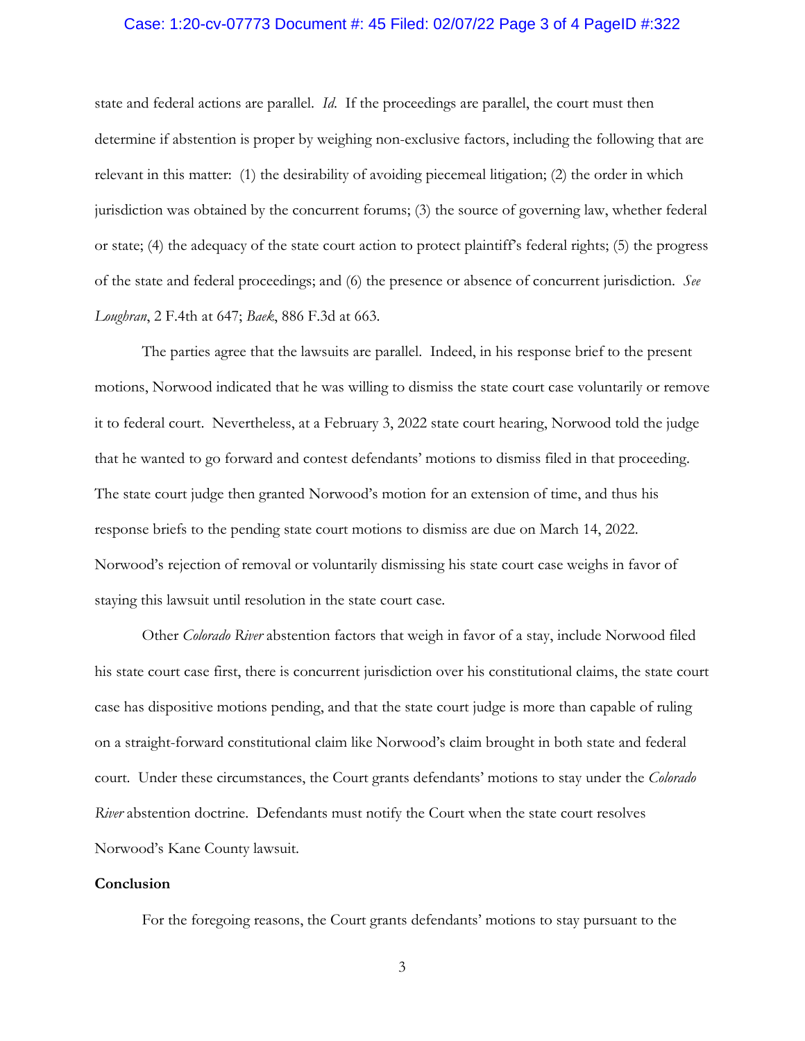state and federal actions are parallel. *Id.* If the proceedings are parallel, the court must then determine if abstention is proper by weighing non-exclusive factors, including the following that are relevant in this matter: (1) the desirability of avoiding piecemeal litigation; (2) the order in which jurisdiction was obtained by the concurrent forums; (3) the source of governing law, whether federal or state; (4) the adequacy of the state court action to protect plaintiff's federal rights; (5) the progress of the state and federal proceedings; and (6) the presence or absence of concurrent jurisdiction. *See Loughran*, 2 F.4th at 647; *Baek*, 886 F.3d at 663.

The parties agree that the lawsuits are parallel. Indeed, in his response brief to the present motions, Norwood indicated that he was willing to dismiss the state court case voluntarily or remove it to federal court. Nevertheless, at a February 3, 2022 state court hearing, Norwood told the judge that he wanted to go forward and contest defendants' motions to dismiss filed in that proceeding. The state court judge then granted Norwood's motion for an extension of time, and thus his response briefs to the pending state court motions to dismiss are due on March 14, 2022. Norwood's rejection of removal or voluntarily dismissing his state court case weighs in favor of staying this lawsuit until resolution in the state court case.

Other *Colorado River* abstention factors that weigh in favor of a stay, include Norwood filed his state court case first, there is concurrent jurisdiction over his constitutional claims, the state court case has dispositive motions pending, and that the state court judge is more than capable of ruling on a straight-forward constitutional claim like Norwood's claim brought in both state and federal court. Under these circumstances, the Court grants defendants' motions to stay under the *Colorado River* abstention doctrine. Defendants must notify the Court when the state court resolves Norwood's Kane County lawsuit.

**Conclusion**

For the foregoing reasons, the Court grants defendants' motions to stay pursuant to the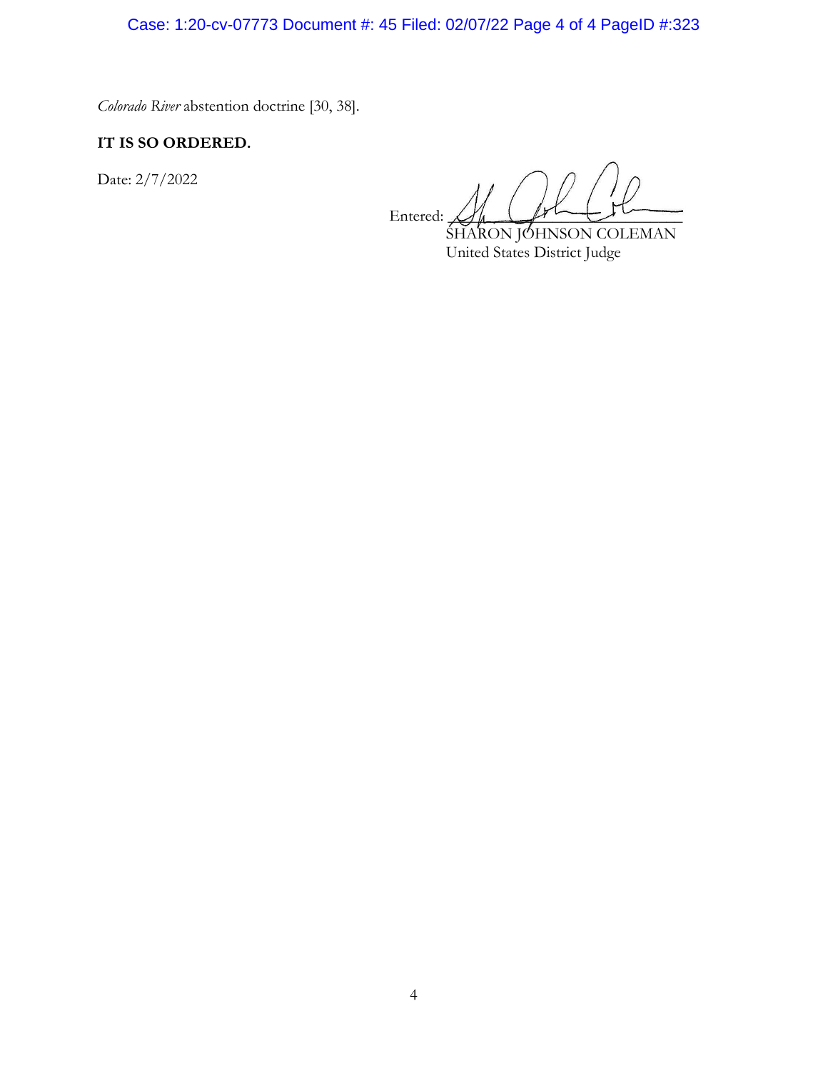*Colorado River* abstention doctrine [30, 38].

**IT IS SO ORDERED.**

Date: 2/7/2022

Entered: ______________________
SHARON JOHNSON COLEMAN
United States District Judge